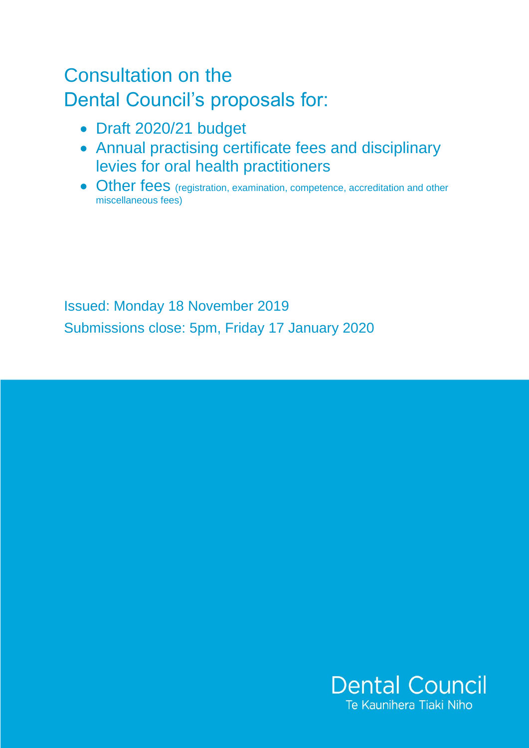# Consultation on the Dental Council's proposals for:

- Draft 2020/21 budget
- Annual practising certificate fees and disciplinary levies for oral health practitioners
- Other fees (registration, examination, competence, accreditation and other miscellaneous fees)

Issued: Monday 18 November 2019

Submissions close: 5pm, Friday 17 January 2020

Dental Council
Te Kaunihera Tiaki Niho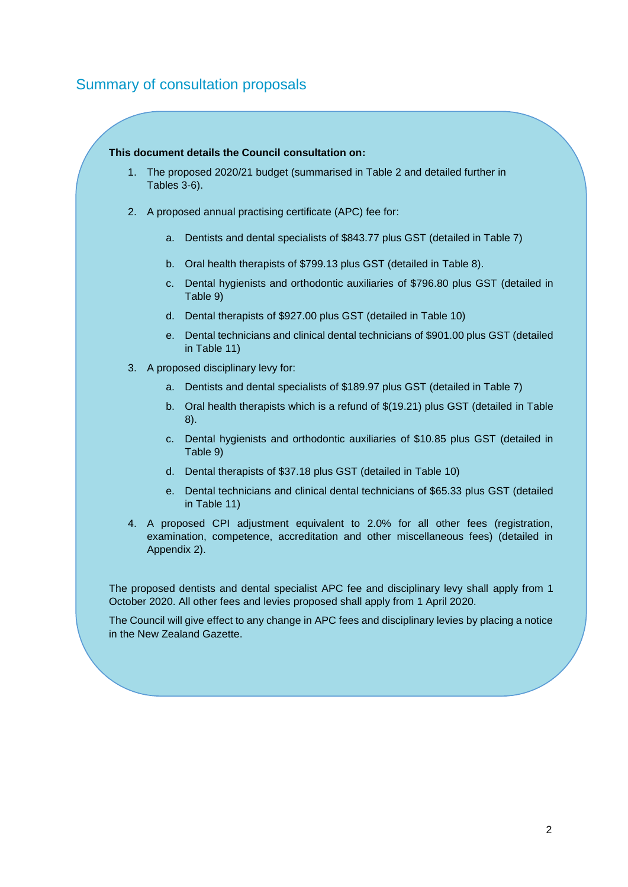## Summary of consultation proposals

**This document details the Council consultation on:**

1. The proposed 2020/21 budget (summarised in Table 2 and detailed further in Tables 3-6).

2. A proposed annual practising certificate (APC) fee for:

   a. Dentists and dental specialists of $843.77 plus GST (detailed in Table 7)

   b. Oral health therapists of $799.13 plus GST (detailed in Table 8).

   c. Dental hygienists and orthodontic auxiliaries of $796.80 plus GST (detailed in Table 9)

   d. Dental therapists of $927.00 plus GST (detailed in Table 10)

   e. Dental technicians and clinical dental technicians of $901.00 plus GST (detailed in Table 11)

3. A proposed disciplinary levy for:

   a. Dentists and dental specialists of $189.97 plus GST (detailed in Table 7)

   b. Oral health therapists which is a refund of $(19.21) plus GST (detailed in Table 8).

   c. Dental hygienists and orthodontic auxiliaries of $10.85 plus GST (detailed in Table 9)

   d. Dental therapists of $37.18 plus GST (detailed in Table 10)

   e. Dental technicians and clinical dental technicians of $65.33 plus GST (detailed in Table 11)

4. A proposed CPI adjustment equivalent to 2.0% for all other fees (registration, examination, competence, accreditation and other miscellaneous fees) (detailed in Appendix 2).

The proposed dentists and dental specialist APC fee and disciplinary levy shall apply from 1 October 2020. All other fees and levies proposed shall apply from 1 April 2020.

The Council will give effect to any change in APC fees and disciplinary levies by placing a notice in the New Zealand Gazette.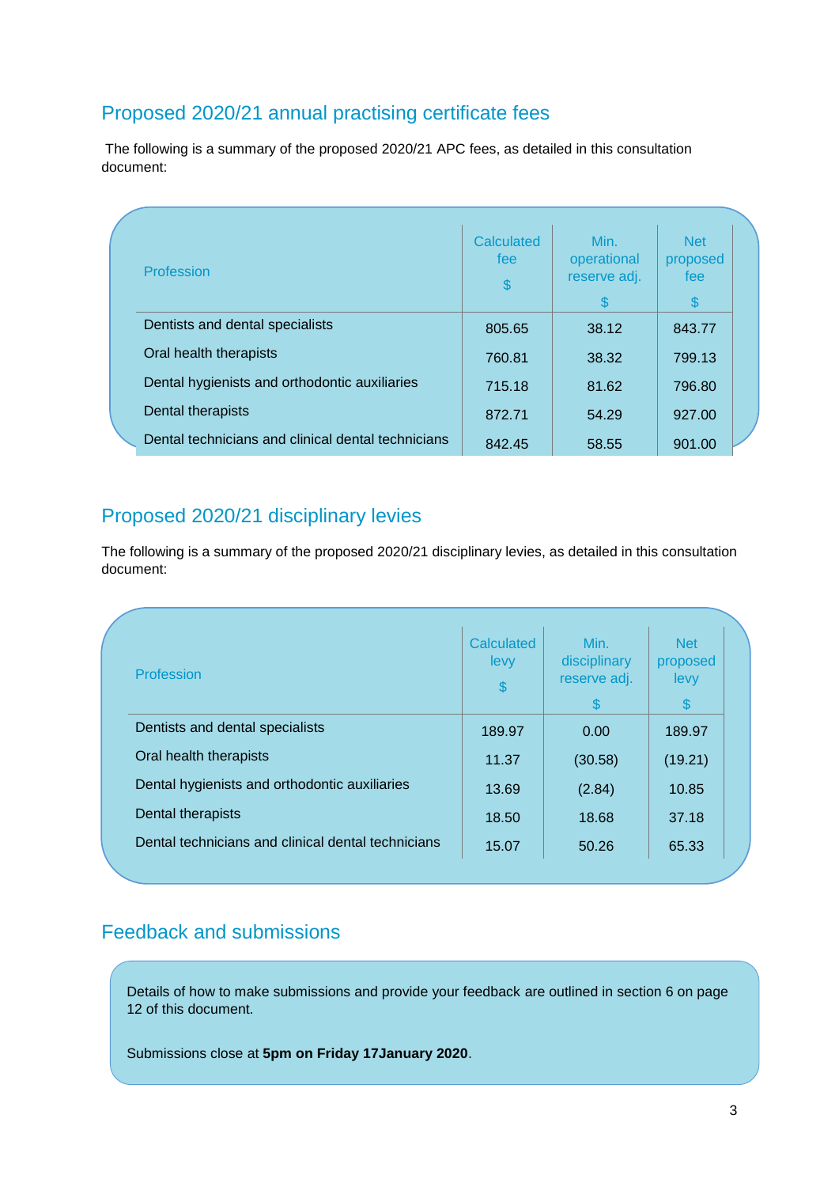## Proposed 2020/21 annual practising certificate fees

The following is a summary of the proposed 2020/21 APC fees, as detailed in this consultation document:

| Profession | Calculated fee $ | Min. operational reserve adj. $ | Net proposed fee $ |
|---|---|---|---|
| Dentists and dental specialists | 805.65 | 38.12 | 843.77 |
| Oral health therapists | 760.81 | 38.32 | 799.13 |
| Dental hygienists and orthodontic auxiliaries | 715.18 | 81.62 | 796.80 |
| Dental therapists | 872.71 | 54.29 | 927.00 |
| Dental technicians and clinical dental technicians | 842.45 | 58.55 | 901.00 |

## Proposed 2020/21 disciplinary levies

The following is a summary of the proposed 2020/21 disciplinary levies, as detailed in this consultation document:

| Profession | Calculated levy $ | Min. disciplinary reserve adj. $ | Net proposed levy $ |
|---|---|---|---|
| Dentists and dental specialists | 189.97 | 0.00 | 189.97 |
| Oral health therapists | 11.37 | (30.58) | (19.21) |
| Dental hygienists and orthodontic auxiliaries | 13.69 | (2.84) | 10.85 |
| Dental therapists | 18.50 | 18.68 | 37.18 |
| Dental technicians and clinical dental technicians | 15.07 | 50.26 | 65.33 |

## Feedback and submissions

Details of how to make submissions and provide your feedback are outlined in section 6 on page 12 of this document.

Submissions close at **5pm on Friday 17January 2020**.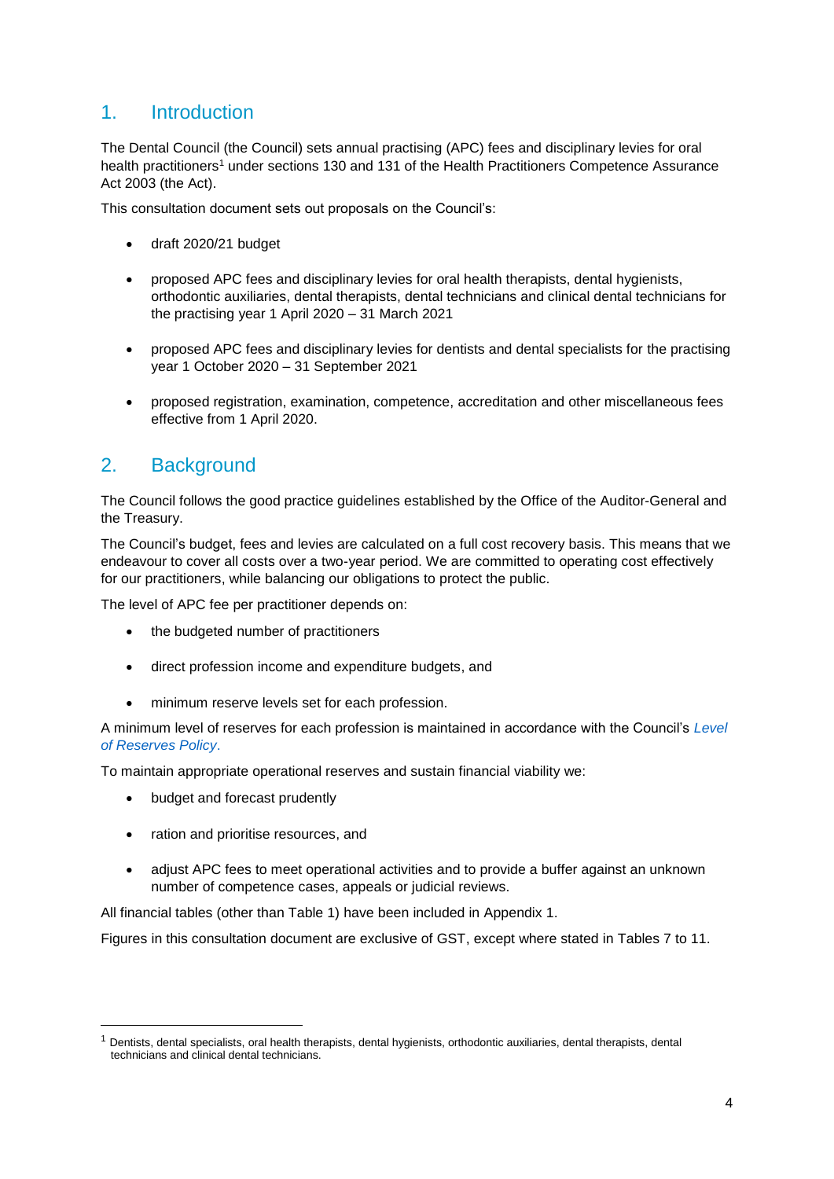## 1. Introduction

The Dental Council (the Council) sets annual practising (APC) fees and disciplinary levies for oral health practitioners[1] under sections 130 and 131 of the Health Practitioners Competence Assurance Act 2003 (the Act).

This consultation document sets out proposals on the Council's:

- draft 2020/21 budget
- proposed APC fees and disciplinary levies for oral health therapists, dental hygienists, orthodontic auxiliaries, dental therapists, dental technicians and clinical dental technicians for the practising year 1 April 2020 – 31 March 2021
- proposed APC fees and disciplinary levies for dentists and dental specialists for the practising year 1 October 2020 – 31 September 2021
- proposed registration, examination, competence, accreditation and other miscellaneous fees effective from 1 April 2020.

## 2. Background

The Council follows the good practice guidelines established by the Office of the Auditor-General and the Treasury.

The Council's budget, fees and levies are calculated on a full cost recovery basis. This means that we endeavour to cover all costs over a two-year period. We are committed to operating cost effectively for our practitioners, while balancing our obligations to protect the public.

The level of APC fee per practitioner depends on:

- the budgeted number of practitioners
- direct profession income and expenditure budgets, and
- minimum reserve levels set for each profession.

A minimum level of reserves for each profession is maintained in accordance with the Council's *Level of Reserves Policy*.

To maintain appropriate operational reserves and sustain financial viability we:

- budget and forecast prudently
- ration and prioritise resources, and
- adjust APC fees to meet operational activities and to provide a buffer against an unknown number of competence cases, appeals or judicial reviews.

All financial tables (other than Table 1) have been included in Appendix 1.

Figures in this consultation document are exclusive of GST, except where stated in Tables 7 to 11.

[1] Dentists, dental specialists, oral health therapists, dental hygienists, orthodontic auxiliaries, dental therapists, dental technicians and clinical dental technicians.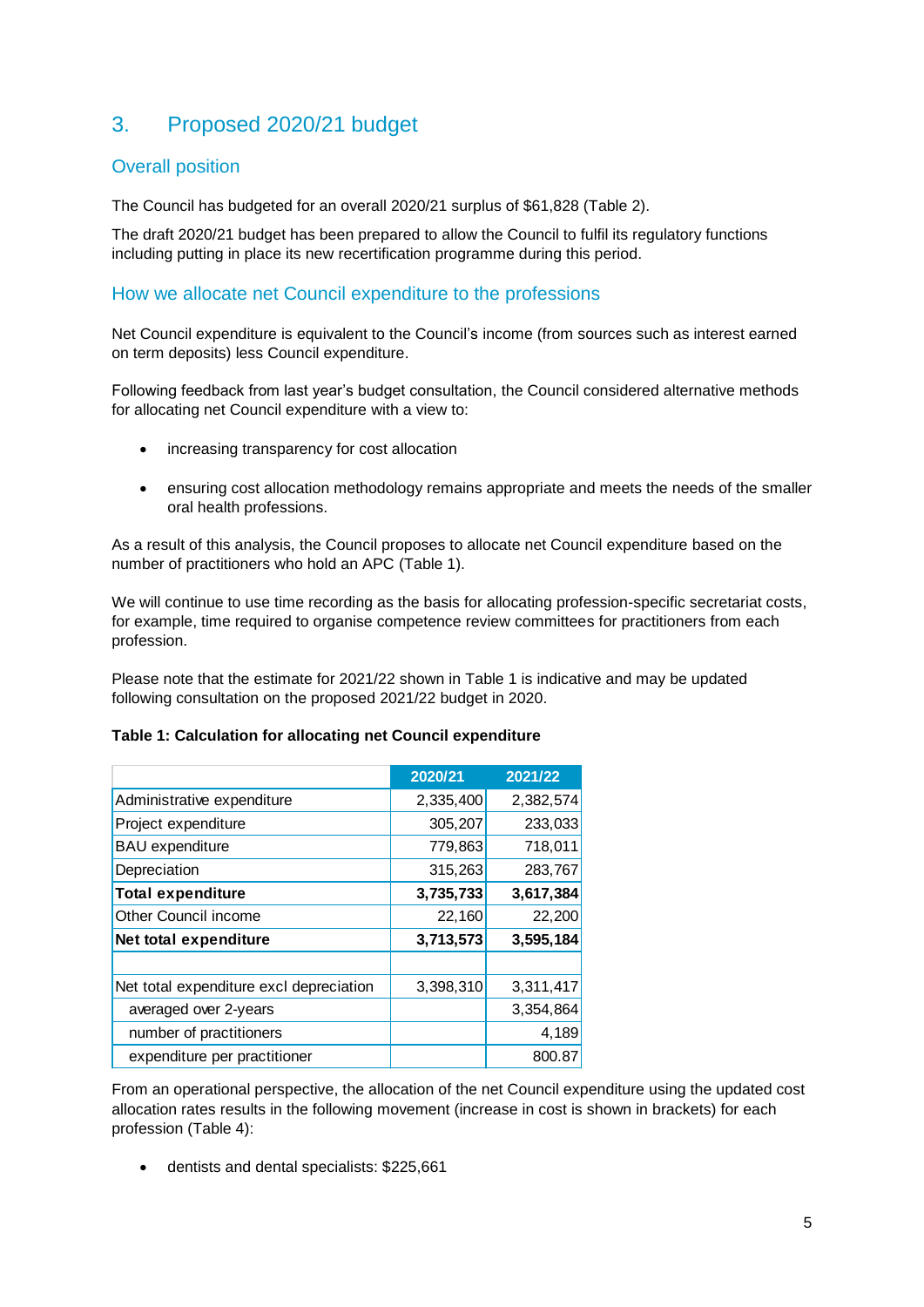# 3. Proposed 2020/21 budget

## Overall position

The Council has budgeted for an overall 2020/21 surplus of $61,828 (Table 2).

The draft 2020/21 budget has been prepared to allow the Council to fulfil its regulatory functions including putting in place its new recertification programme during this period.

## How we allocate net Council expenditure to the professions

Net Council expenditure is equivalent to the Council's income (from sources such as interest earned on term deposits) less Council expenditure.

Following feedback from last year's budget consultation, the Council considered alternative methods for allocating net Council expenditure with a view to:

- increasing transparency for cost allocation
- ensuring cost allocation methodology remains appropriate and meets the needs of the smaller oral health professions.

As a result of this analysis, the Council proposes to allocate net Council expenditure based on the number of practitioners who hold an APC (Table 1).

We will continue to use time recording as the basis for allocating profession-specific secretariat costs, for example, time required to organise competence review committees for practitioners from each profession.

Please note that the estimate for 2021/22 shown in Table 1 is indicative and may be updated following consultation on the proposed 2021/22 budget in 2020.

**Table 1: Calculation for allocating net Council expenditure**

| | 2020/21 | 2021/22 |
|---|---|---|
| Administrative expenditure | 2,335,400 | 2,382,574 |
| Project expenditure | 305,207 | 233,033 |
| BAU expenditure | 779,863 | 718,011 |
| Depreciation | 315,263 | 283,767 |
| **Total expenditure** | **3,735,733** | **3,617,384** |
| Other Council income | 22,160 | 22,200 |
| **Net total expenditure** | **3,713,573** | **3,595,184** |
| | | |
| Net total expenditure excl depreciation | 3,398,310 | 3,311,417 |
| averaged over 2-years | | 3,354,864 |
| number of practitioners | | 4,189 |
| expenditure per practitioner | | 800.87 |

From an operational perspective, the allocation of the net Council expenditure using the updated cost allocation rates results in the following movement (increase in cost is shown in brackets) for each profession (Table 4):

- dentists and dental specialists: $225,661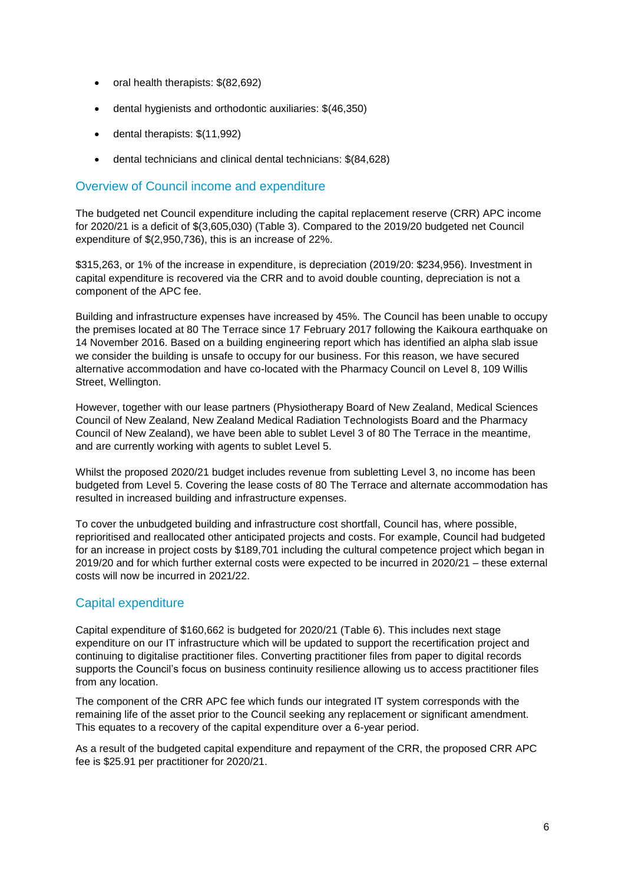- oral health therapists: $(82,692)
- dental hygienists and orthodontic auxiliaries: $(46,350)
- dental therapists: $(11,992)
- dental technicians and clinical dental technicians: $(84,628)

## Overview of Council income and expenditure

The budgeted net Council expenditure including the capital replacement reserve (CRR) APC income for 2020/21 is a deficit of $(3,605,030) (Table 3). Compared to the 2019/20 budgeted net Council expenditure of $(2,950,736), this is an increase of 22%.

$315,263, or 1% of the increase in expenditure, is depreciation (2019/20: $234,956). Investment in capital expenditure is recovered via the CRR and to avoid double counting, depreciation is not a component of the APC fee.

Building and infrastructure expenses have increased by 45%. The Council has been unable to occupy the premises located at 80 The Terrace since 17 February 2017 following the Kaikoura earthquake on 14 November 2016. Based on a building engineering report which has identified an alpha slab issue we consider the building is unsafe to occupy for our business. For this reason, we have secured alternative accommodation and have co-located with the Pharmacy Council on Level 8, 109 Willis Street, Wellington.

However, together with our lease partners (Physiotherapy Board of New Zealand, Medical Sciences Council of New Zealand, New Zealand Medical Radiation Technologists Board and the Pharmacy Council of New Zealand), we have been able to sublet Level 3 of 80 The Terrace in the meantime, and are currently working with agents to sublet Level 5.

Whilst the proposed 2020/21 budget includes revenue from subletting Level 3, no income has been budgeted from Level 5. Covering the lease costs of 80 The Terrace and alternate accommodation has resulted in increased building and infrastructure expenses.

To cover the unbudgeted building and infrastructure cost shortfall, Council has, where possible, reprioritised and reallocated other anticipated projects and costs. For example, Council had budgeted for an increase in project costs by $189,701 including the cultural competence project which began in 2019/20 and for which further external costs were expected to be incurred in 2020/21 – these external costs will now be incurred in 2021/22.

## Capital expenditure

Capital expenditure of $160,662 is budgeted for 2020/21 (Table 6). This includes next stage expenditure on our IT infrastructure which will be updated to support the recertification project and continuing to digitalise practitioner files. Converting practitioner files from paper to digital records supports the Council's focus on business continuity resilience allowing us to access practitioner files from any location.

The component of the CRR APC fee which funds our integrated IT system corresponds with the remaining life of the asset prior to the Council seeking any replacement or significant amendment. This equates to a recovery of the capital expenditure over a 6-year period.

As a result of the budgeted capital expenditure and repayment of the CRR, the proposed CRR APC fee is $25.91 per practitioner for 2020/21.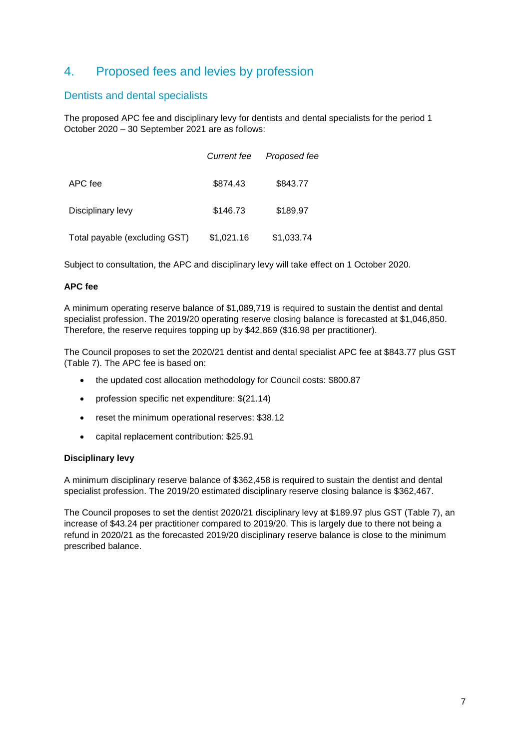# 4. Proposed fees and levies by profession

## Dentists and dental specialists

The proposed APC fee and disciplinary levy for dentists and dental specialists for the period 1 October 2020 – 30 September 2021 are as follows:

| | *Current fee* | *Proposed fee* |
|---|---|---|
| APC fee | $874.43 | $843.77 |
| Disciplinary levy | $146.73 | $189.97 |
| Total payable (excluding GST) | $1,021.16 | $1,033.74 |

Subject to consultation, the APC and disciplinary levy will take effect on 1 October 2020.

**APC fee**

A minimum operating reserve balance of $1,089,719 is required to sustain the dentist and dental specialist profession. The 2019/20 operating reserve closing balance is forecasted at $1,046,850. Therefore, the reserve requires topping up by $42,869 ($16.98 per practitioner).

The Council proposes to set the 2020/21 dentist and dental specialist APC fee at $843.77 plus GST (Table 7). The APC fee is based on:

- the updated cost allocation methodology for Council costs: $800.87
- profession specific net expenditure: $(21.14)
- reset the minimum operational reserves: $38.12
- capital replacement contribution: $25.91

**Disciplinary levy**

A minimum disciplinary reserve balance of $362,458 is required to sustain the dentist and dental specialist profession. The 2019/20 estimated disciplinary reserve closing balance is $362,467.

The Council proposes to set the dentist 2020/21 disciplinary levy at $189.97 plus GST (Table 7), an increase of $43.24 per practitioner compared to 2019/20. This is largely due to there not being a refund in 2020/21 as the forecasted 2019/20 disciplinary reserve balance is close to the minimum prescribed balance.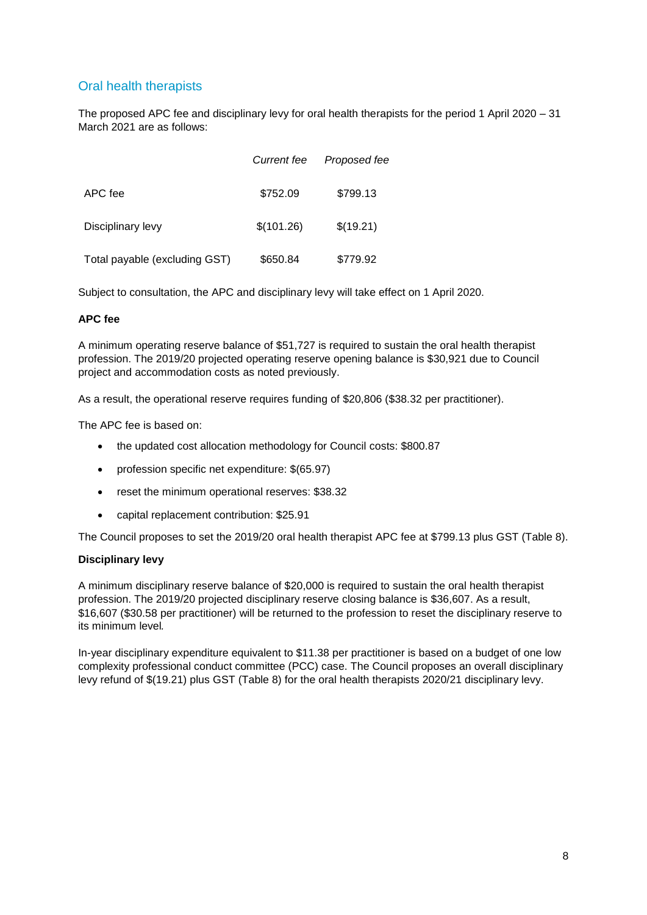## Oral health therapists

The proposed APC fee and disciplinary levy for oral health therapists for the period 1 April 2020 – 31 March 2021 are as follows:

| | *Current fee* | *Proposed fee* |
|---|---|---|
| APC fee | $752.09 | $799.13 |
| Disciplinary levy | $(101.26) | $(19.21) |
| Total payable (excluding GST) | $650.84 | $779.92 |

Subject to consultation, the APC and disciplinary levy will take effect on 1 April 2020.

**APC fee**

A minimum operating reserve balance of $51,727 is required to sustain the oral health therapist profession. The 2019/20 projected operating reserve opening balance is $30,921 due to Council project and accommodation costs as noted previously.

As a result, the operational reserve requires funding of $20,806 ($38.32 per practitioner).

The APC fee is based on:

- the updated cost allocation methodology for Council costs: $800.87
- profession specific net expenditure: $(65.97)
- reset the minimum operational reserves: $38.32
- capital replacement contribution: $25.91

The Council proposes to set the 2019/20 oral health therapist APC fee at $799.13 plus GST (Table 8).

**Disciplinary levy**

A minimum disciplinary reserve balance of $20,000 is required to sustain the oral health therapist profession. The 2019/20 projected disciplinary reserve closing balance is $36,607. As a result, $16,607 ($30.58 per practitioner) will be returned to the profession to reset the disciplinary reserve to its minimum level.

In-year disciplinary expenditure equivalent to $11.38 per practitioner is based on a budget of one low complexity professional conduct committee (PCC) case. The Council proposes an overall disciplinary levy refund of $(19.21) plus GST (Table 8) for the oral health therapists 2020/21 disciplinary levy.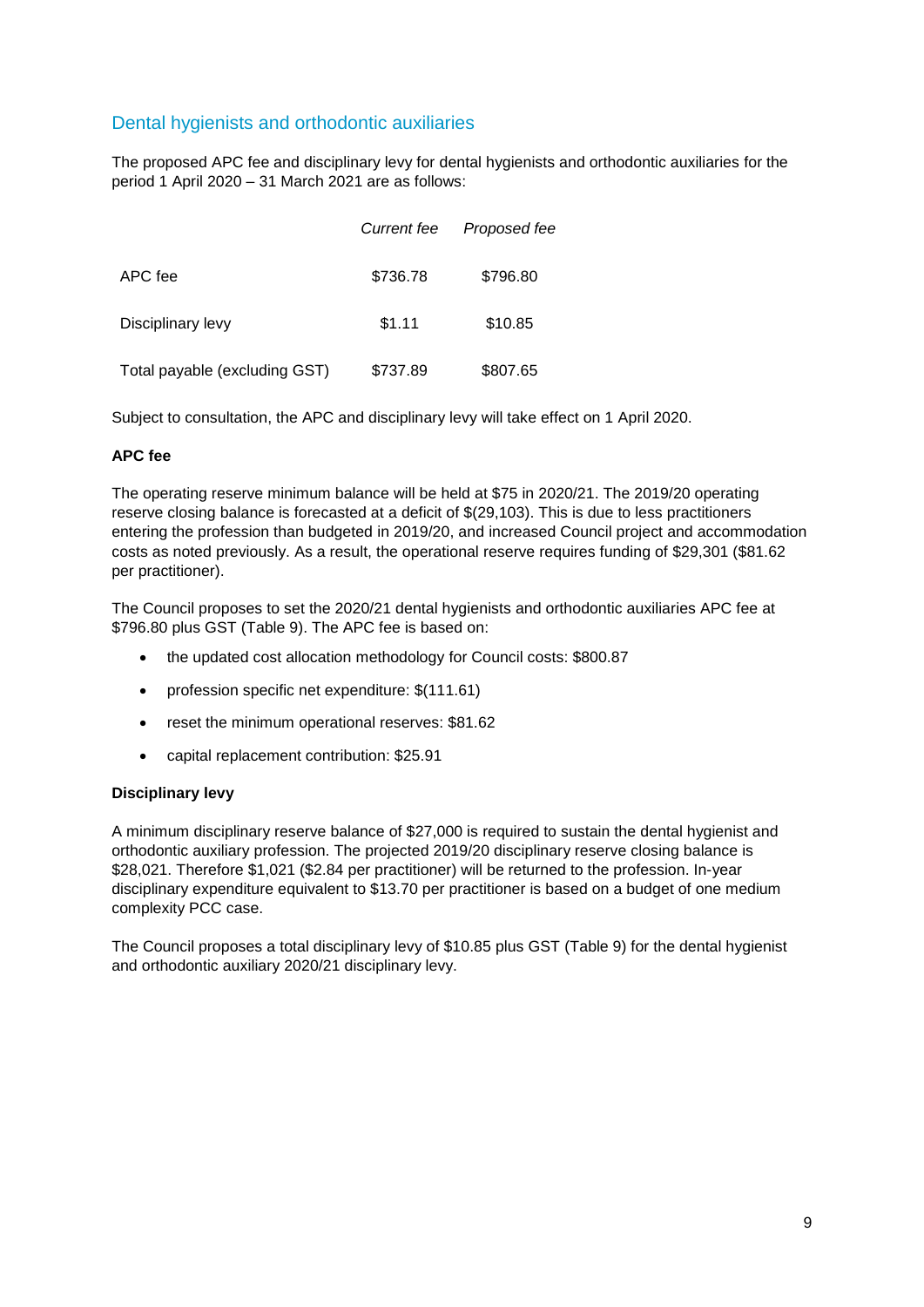## Dental hygienists and orthodontic auxiliaries

The proposed APC fee and disciplinary levy for dental hygienists and orthodontic auxiliaries for the period 1 April 2020 – 31 March 2021 are as follows:

| | *Current fee* | *Proposed fee* |
|---|---|---|
| APC fee | $736.78 | $796.80 |
| Disciplinary levy | $1.11 | $10.85 |
| Total payable (excluding GST) | $737.89 | $807.65 |

Subject to consultation, the APC and disciplinary levy will take effect on 1 April 2020.

**APC fee**

The operating reserve minimum balance will be held at $75 in 2020/21. The 2019/20 operating reserve closing balance is forecasted at a deficit of $(29,103). This is due to less practitioners entering the profession than budgeted in 2019/20, and increased Council project and accommodation costs as noted previously. As a result, the operational reserve requires funding of $29,301 ($81.62 per practitioner).

The Council proposes to set the 2020/21 dental hygienists and orthodontic auxiliaries APC fee at $796.80 plus GST (Table 9). The APC fee is based on:

- the updated cost allocation methodology for Council costs: $800.87
- profession specific net expenditure: $(111.61)
- reset the minimum operational reserves: $81.62
- capital replacement contribution: $25.91

**Disciplinary levy**

A minimum disciplinary reserve balance of $27,000 is required to sustain the dental hygienist and orthodontic auxiliary profession. The projected 2019/20 disciplinary reserve closing balance is $28,021. Therefore $1,021 ($2.84 per practitioner) will be returned to the profession. In-year disciplinary expenditure equivalent to $13.70 per practitioner is based on a budget of one medium complexity PCC case.

The Council proposes a total disciplinary levy of $10.85 plus GST (Table 9) for the dental hygienist and orthodontic auxiliary 2020/21 disciplinary levy.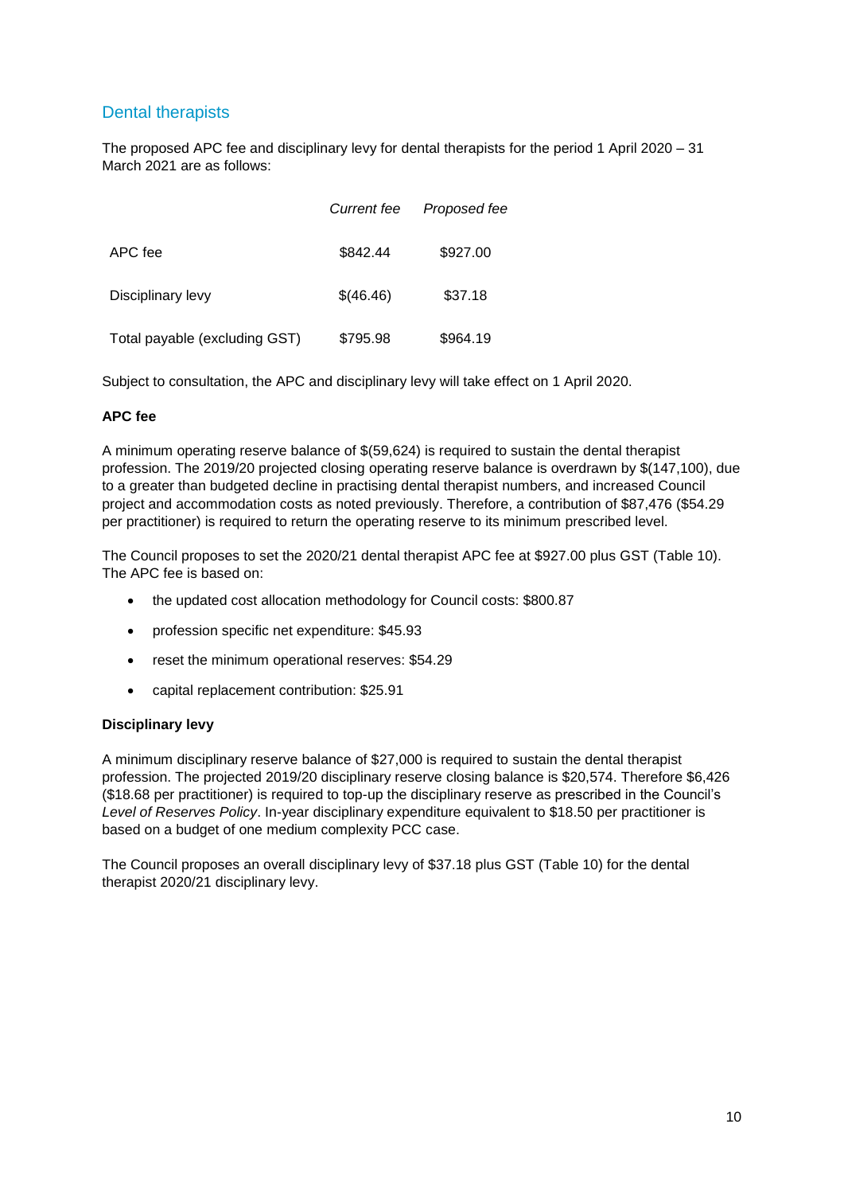## Dental therapists

The proposed APC fee and disciplinary levy for dental therapists for the period 1 April 2020 – 31 March 2021 are as follows:

| | *Current fee* | *Proposed fee* |
|---|---|---|
| APC fee | $842.44 | $927.00 |
| Disciplinary levy | $(46.46) | $37.18 |
| Total payable (excluding GST) | $795.98 | $964.19 |

Subject to consultation, the APC and disciplinary levy will take effect on 1 April 2020.

**APC fee**

A minimum operating reserve balance of $(59,624) is required to sustain the dental therapist profession. The 2019/20 projected closing operating reserve balance is overdrawn by $(147,100), due to a greater than budgeted decline in practising dental therapist numbers, and increased Council project and accommodation costs as noted previously. Therefore, a contribution of $87,476 ($54.29 per practitioner) is required to return the operating reserve to its minimum prescribed level.

The Council proposes to set the 2020/21 dental therapist APC fee at $927.00 plus GST (Table 10). The APC fee is based on:

- the updated cost allocation methodology for Council costs: $800.87
- profession specific net expenditure: $45.93
- reset the minimum operational reserves: $54.29
- capital replacement contribution: $25.91

**Disciplinary levy**

A minimum disciplinary reserve balance of $27,000 is required to sustain the dental therapist profession. The projected 2019/20 disciplinary reserve closing balance is $20,574. Therefore $6,426 ($18.68 per practitioner) is required to top-up the disciplinary reserve as prescribed in the Council's *Level of Reserves Policy*. In-year disciplinary expenditure equivalent to $18.50 per practitioner is based on a budget of one medium complexity PCC case.

The Council proposes an overall disciplinary levy of $37.18 plus GST (Table 10) for the dental therapist 2020/21 disciplinary levy.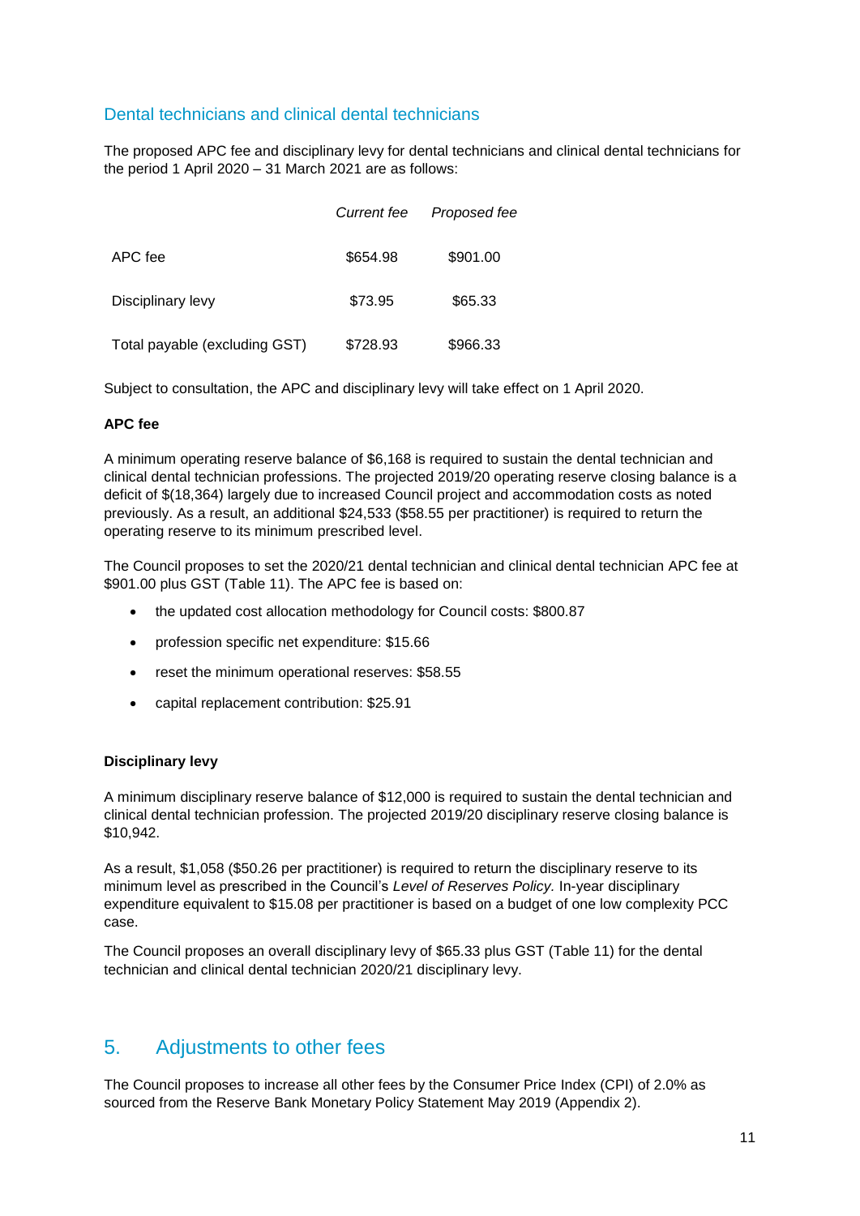## Dental technicians and clinical dental technicians

The proposed APC fee and disciplinary levy for dental technicians and clinical dental technicians for the period 1 April 2020 – 31 March 2021 are as follows:

| | *Current fee* | *Proposed fee* |
|---|---|---|
| APC fee | $654.98 | $901.00 |
| Disciplinary levy | $73.95 | $65.33 |
| Total payable (excluding GST) | $728.93 | $966.33 |

Subject to consultation, the APC and disciplinary levy will take effect on 1 April 2020.

**APC fee**

A minimum operating reserve balance of $6,168 is required to sustain the dental technician and clinical dental technician professions. The projected 2019/20 operating reserve closing balance is a deficit of $(18,364) largely due to increased Council project and accommodation costs as noted previously. As a result, an additional $24,533 ($58.55 per practitioner) is required to return the operating reserve to its minimum prescribed level.

The Council proposes to set the 2020/21 dental technician and clinical dental technician APC fee at $901.00 plus GST (Table 11). The APC fee is based on:

- the updated cost allocation methodology for Council costs: $800.87
- profession specific net expenditure: $15.66
- reset the minimum operational reserves: $58.55
- capital replacement contribution: $25.91

**Disciplinary levy**

A minimum disciplinary reserve balance of $12,000 is required to sustain the dental technician and clinical dental technician profession. The projected 2019/20 disciplinary reserve closing balance is $10,942.

As a result, $1,058 ($50.26 per practitioner) is required to return the disciplinary reserve to its minimum level as prescribed in the Council's *Level of Reserves Policy.* In-year disciplinary expenditure equivalent to $15.08 per practitioner is based on a budget of one low complexity PCC case.

The Council proposes an overall disciplinary levy of $65.33 plus GST (Table 11) for the dental technician and clinical dental technician 2020/21 disciplinary levy.

# 5. Adjustments to other fees

The Council proposes to increase all other fees by the Consumer Price Index (CPI) of 2.0% as sourced from the Reserve Bank Monetary Policy Statement May 2019 (Appendix 2).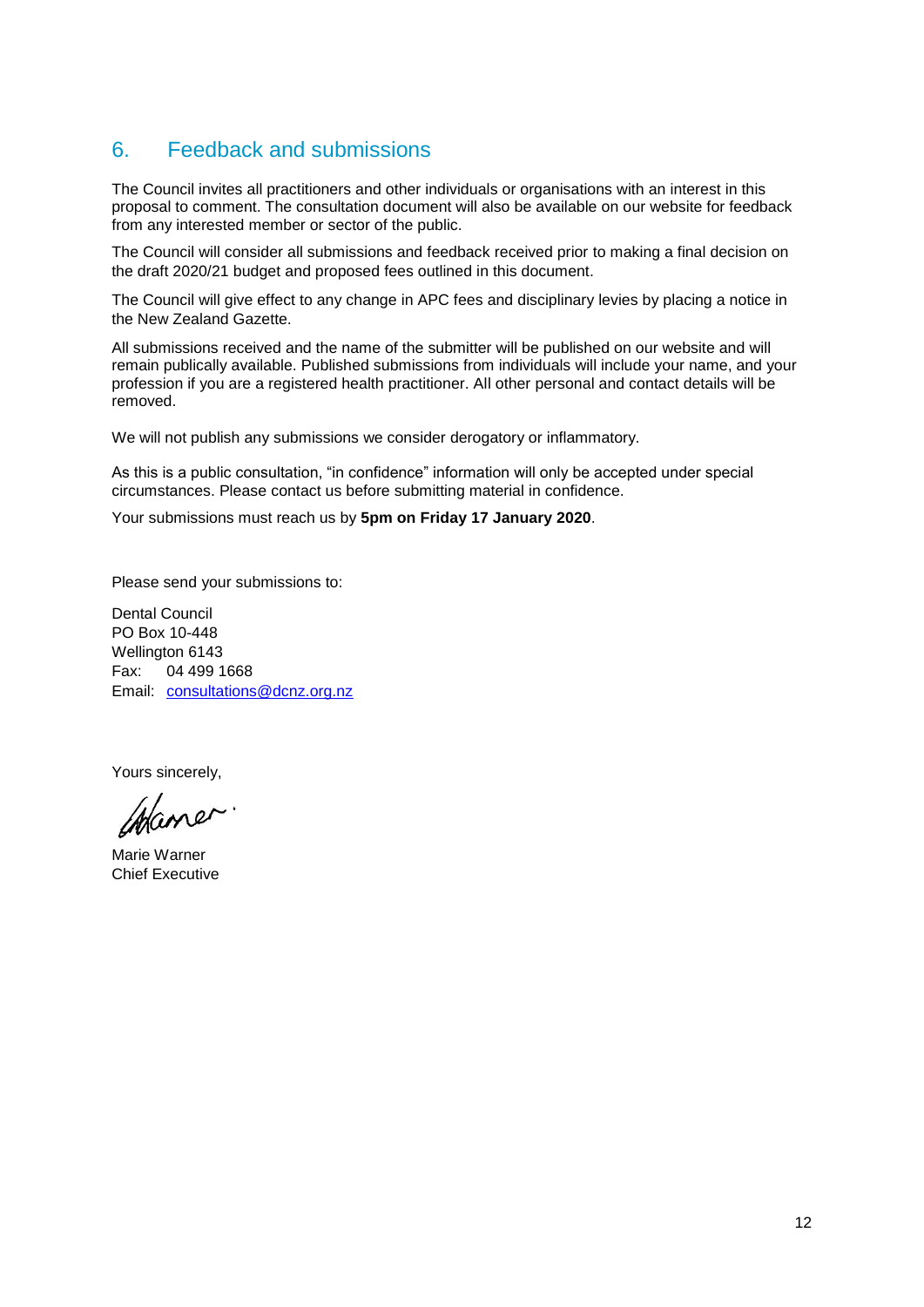## 6. Feedback and submissions

The Council invites all practitioners and other individuals or organisations with an interest in this proposal to comment. The consultation document will also be available on our website for feedback from any interested member or sector of the public.

The Council will consider all submissions and feedback received prior to making a final decision on the draft 2020/21 budget and proposed fees outlined in this document.

The Council will give effect to any change in APC fees and disciplinary levies by placing a notice in the New Zealand Gazette.

All submissions received and the name of the submitter will be published on our website and will remain publically available. Published submissions from individuals will include your name, and your profession if you are a registered health practitioner. All other personal and contact details will be removed.

We will not publish any submissions we consider derogatory or inflammatory.

As this is a public consultation, "in confidence" information will only be accepted under special circumstances. Please contact us before submitting material in confidence.

Your submissions must reach us by **5pm on Friday 17 January 2020**.

Please send your submissions to:

Dental Council
PO Box 10-448
Wellington 6143
Fax: 04 499 1668
Email: [consultations@dcnz.org.nz](mailto:consultations@dcnz.org.nz)

Yours sincerely,

Marie Warner
Chief Executive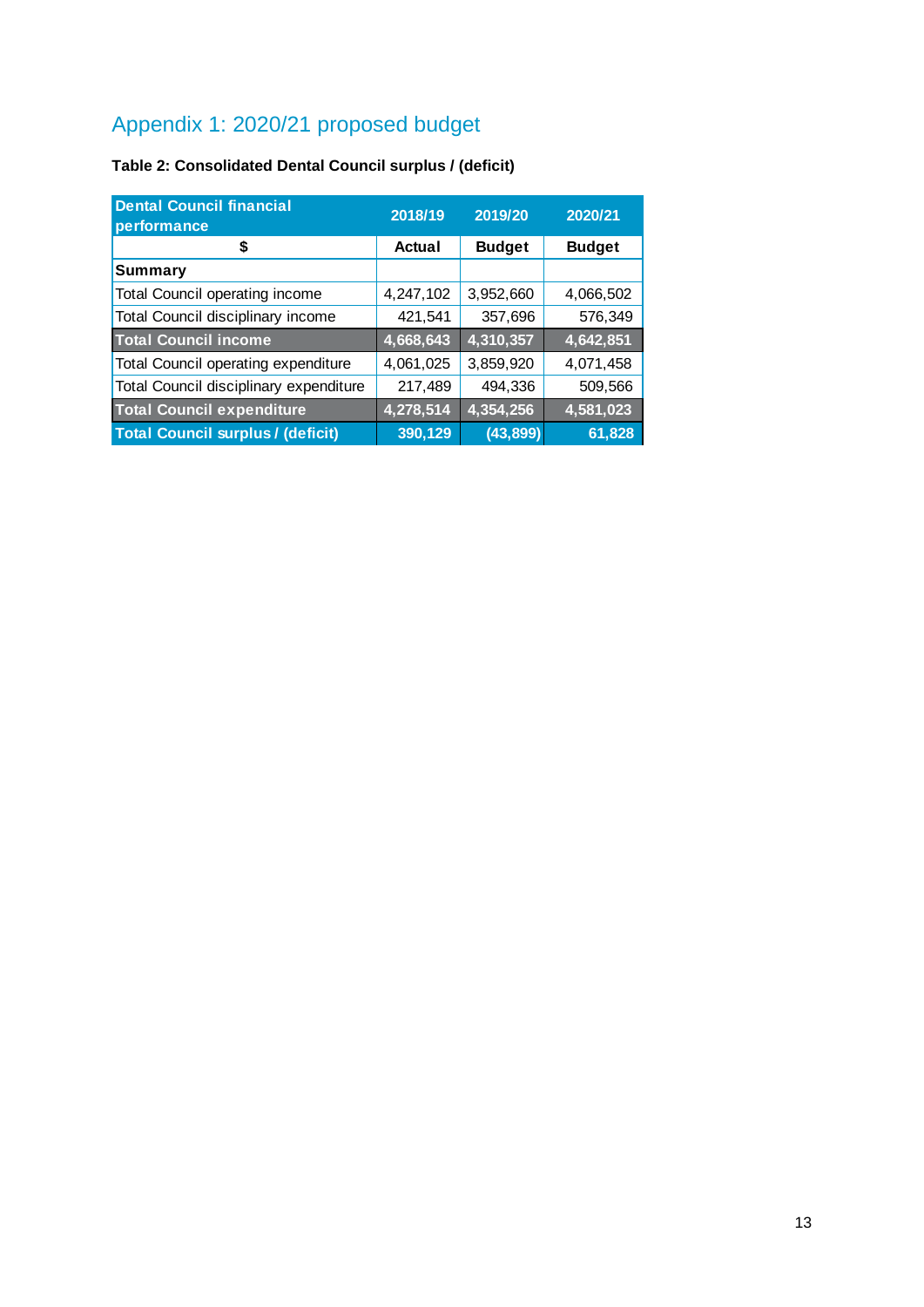# Appendix 1: 2020/21 proposed budget

**Table 2: Consolidated Dental Council surplus / (deficit)**

| Dental Council financial performance | 2018/19 | 2019/20 | 2020/21 |
|---|---|---|---|
| $ | Actual | Budget | Budget |
| **Summary** | | | |
| Total Council operating income | 4,247,102 | 3,952,660 | 4,066,502 |
| Total Council disciplinary income | 421,541 | 357,696 | 576,349 |
| **Total Council income** | **4,668,643** | **4,310,357** | **4,642,851** |
| Total Council operating expenditure | 4,061,025 | 3,859,920 | 4,071,458 |
| Total Council disciplinary expenditure | 217,489 | 494,336 | 509,566 |
| **Total Council expenditure** | **4,278,514** | **4,354,256** | **4,581,023** |
| **Total Council surplus / (deficit)** | **390,129** | **(43,899)** | **61,828** |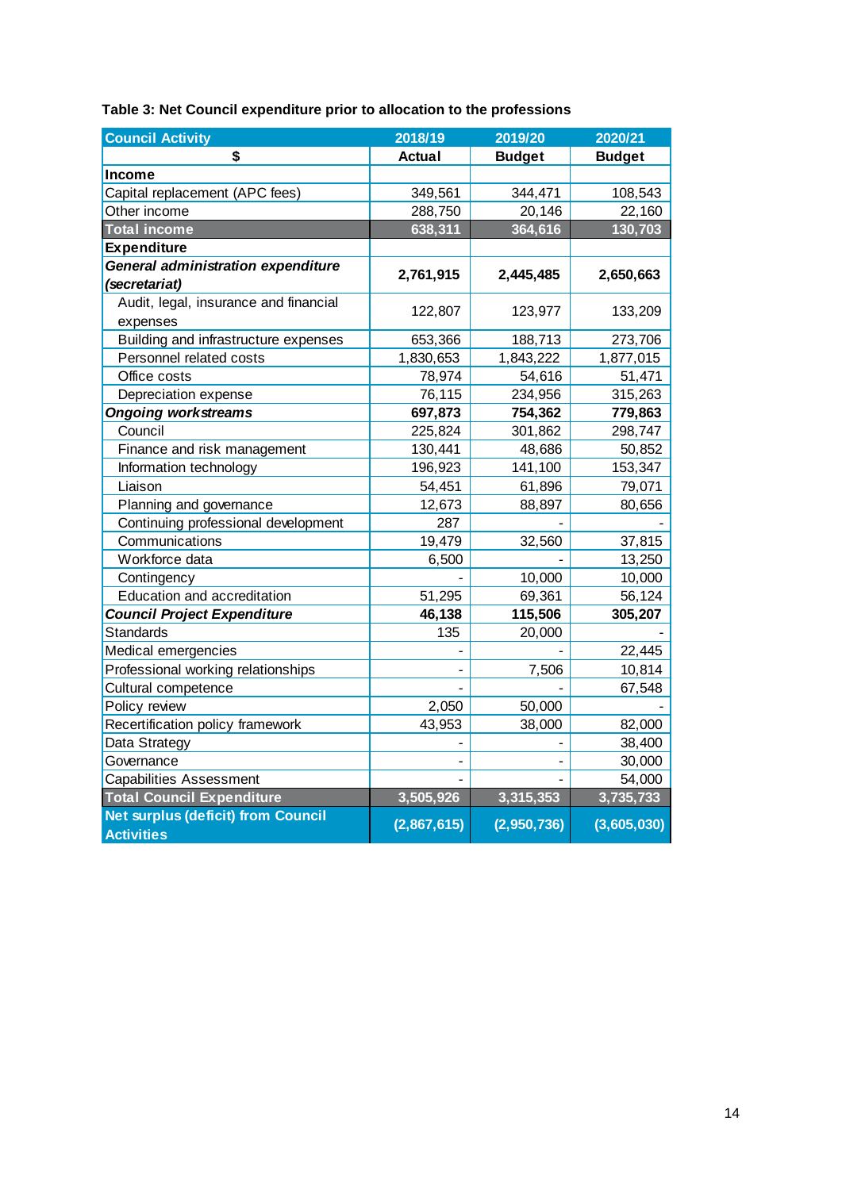**Table 3: Net Council expenditure prior to allocation to the professions**

| Council Activity | 2018/19 | 2019/20 | 2020/21 |
|---|---|---|---|
| $ | Actual | Budget | Budget |
| **Income** | | | |
| Capital replacement (APC fees) | 349,561 | 344,471 | 108,543 |
| Other income | 288,750 | 20,146 | 22,160 |
| **Total income** | **638,311** | **364,616** | **130,703** |
| **Expenditure** | | | |
| ***General administration expenditure (secretariat)*** | **2,761,915** | **2,445,485** | **2,650,663** |
| Audit, legal, insurance and financial expenses | 122,807 | 123,977 | 133,209 |
| Building and infrastructure expenses | 653,366 | 188,713 | 273,706 |
| Personnel related costs | 1,830,653 | 1,843,222 | 1,877,015 |
| Office costs | 78,974 | 54,616 | 51,471 |
| Depreciation expense | 76,115 | 234,956 | 315,263 |
| ***Ongoing workstreams*** | **697,873** | **754,362** | **779,863** |
| Council | 225,824 | 301,862 | 298,747 |
| Finance and risk management | 130,441 | 48,686 | 50,852 |
| Information technology | 196,923 | 141,100 | 153,347 |
| Liaison | 54,451 | 61,896 | 79,071 |
| Planning and governance | 12,673 | 88,897 | 80,656 |
| Continuing professional development | 287 | - | - |
| Communications | 19,479 | 32,560 | 37,815 |
| Workforce data | 6,500 | - | 13,250 |
| Contingency | - | 10,000 | 10,000 |
| Education and accreditation | 51,295 | 69,361 | 56,124 |
| ***Council Project Expenditure*** | **46,138** | **115,506** | **305,207** |
| Standards | 135 | 20,000 | - |
| Medical emergencies | - | - | 22,445 |
| Professional working relationships | - | 7,506 | 10,814 |
| Cultural competence | - | - | 67,548 |
| Policy review | 2,050 | 50,000 | - |
| Recertification policy framework | 43,953 | 38,000 | 82,000 |
| Data Strategy | - | - | 38,400 |
| Governance | - | - | 30,000 |
| Capabilities Assessment | - | - | 54,000 |
| **Total Council Expenditure** | **3,505,926** | **3,315,353** | **3,735,733** |
| **Net surplus (deficit) from Council Activities** | **(2,867,615)** | **(2,950,736)** | **(3,605,030)** |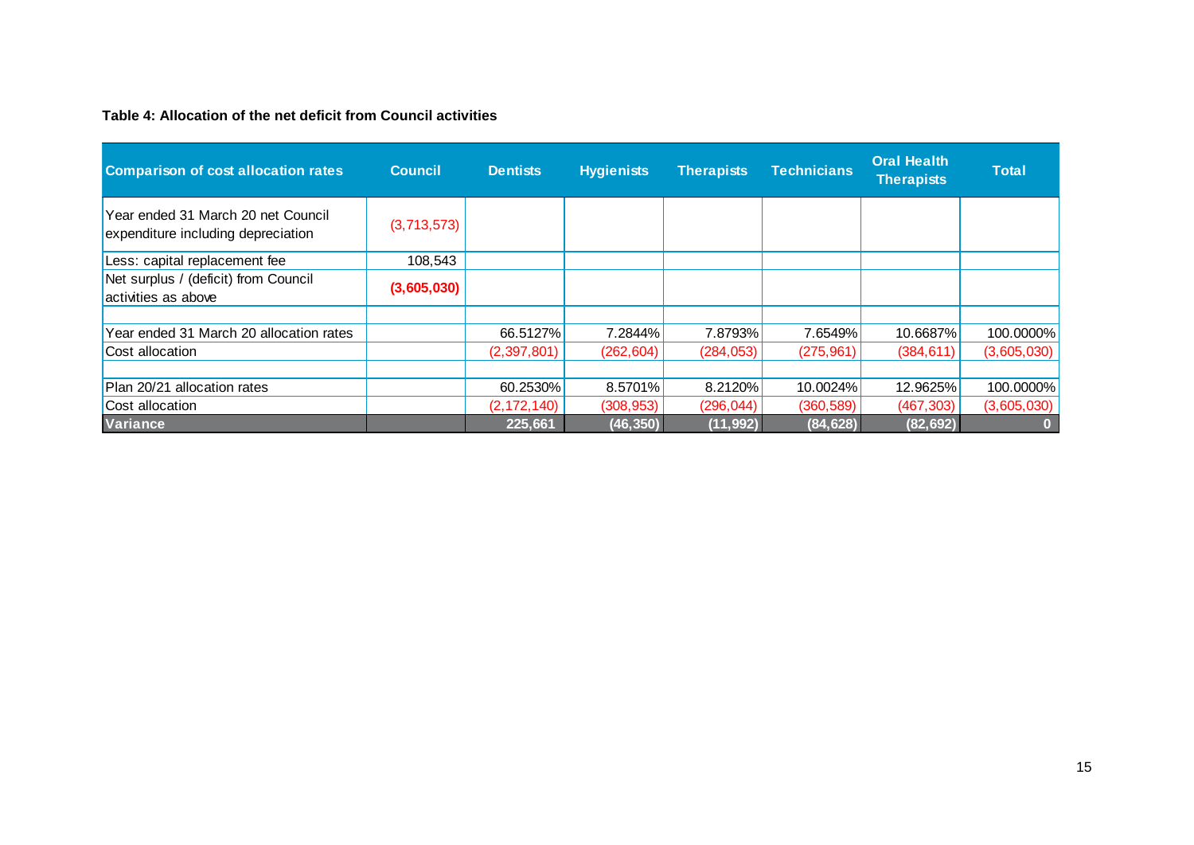**Table 4: Allocation of the net deficit from Council activities**

| Comparison of cost allocation rates | Council | Dentists | Hygienists | Therapists | Technicians | Oral Health Therapists | Total |
|---|---|---|---|---|---|---|---|
| Year ended 31 March 20 net Council expenditure including depreciation | (3,713,573) | | | | | | |
| Less: capital replacement fee | 108,543 | | | | | | |
| Net surplus / (deficit) from Council activities as above | **(3,605,030)** | | | | | | |
| | | | | | | | |
| Year ended 31 March 20 allocation rates | | 66.5127% | 7.2844% | 7.8793% | 7.6549% | 10.6687% | 100.0000% |
| Cost allocation | | (2,397,801) | (262,604) | (284,053) | (275,961) | (384,611) | (3,605,030) |
| | | | | | | | |
| Plan 20/21 allocation rates | | 60.2530% | 8.5701% | 8.2120% | 10.0024% | 12.9625% | 100.0000% |
| Cost allocation | | (2,172,140) | (308,953) | (296,044) | (360,589) | (467,303) | (3,605,030) |
| **Variance** | | **225,661** | **(46,350)** | **(11,992)** | **(84,628)** | **(82,692)** | **0** |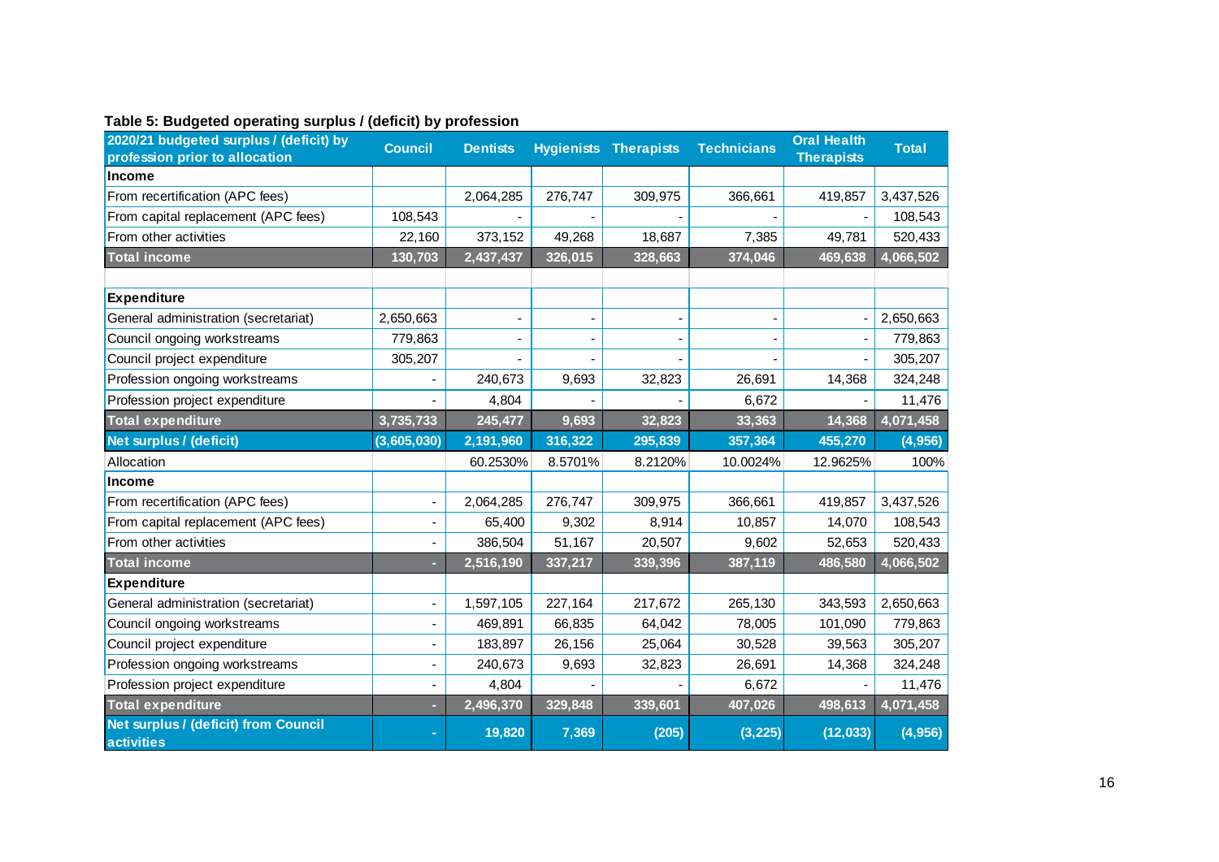**Table 5: Budgeted operating surplus / (deficit) by profession**

| 2020/21 budgeted surplus / (deficit) by profession prior to allocation | Council | Dentists | Hygienists | Therapists | Technicians | Oral Health Therapists | Total |
|---|---|---|---|---|---|---|---|
| **Income** | | | | | | | |
| From recertification (APC fees) | | 2,064,285 | 276,747 | 309,975 | 366,661 | 419,857 | 3,437,526 |
| From capital replacement (APC fees) | 108,543 | - | - | - | - | - | 108,543 |
| From other activities | 22,160 | 373,152 | 49,268 | 18,687 | 7,385 | 49,781 | 520,433 |
| **Total income** | **130,703** | **2,437,437** | **326,015** | **328,663** | **374,046** | **469,638** | **4,066,502** |
| | | | | | | | |
| **Expenditure** | | | | | | | |
| General administration (secretariat) | 2,650,663 | - | - | - | - | - | 2,650,663 |
| Council ongoing workstreams | 779,863 | - | - | - | - | - | 779,863 |
| Council project expenditure | 305,207 | - | - | - | - | - | 305,207 |
| Profession ongoing workstreams | - | 240,673 | 9,693 | 32,823 | 26,691 | 14,368 | 324,248 |
| Profession project expenditure | - | 4,804 | - | - | 6,672 | - | 11,476 |
| **Total expenditure** | **3,735,733** | **245,477** | **9,693** | **32,823** | **33,363** | **14,368** | **4,071,458** |
| **Net surplus / (deficit)** | **(3,605,030)** | **2,191,960** | **316,322** | **295,839** | **357,364** | **455,270** | **(4,956)** |
| Allocation | | 60.2530% | 8.5701% | 8.2120% | 10.0024% | 12.9625% | 100% |
| **Income** | | | | | | | |
| From recertification (APC fees) | - | 2,064,285 | 276,747 | 309,975 | 366,661 | 419,857 | 3,437,526 |
| From capital replacement (APC fees) | - | 65,400 | 9,302 | 8,914 | 10,857 | 14,070 | 108,543 |
| From other activities | - | 386,504 | 51,167 | 20,507 | 9,602 | 52,653 | 520,433 |
| **Total income** | **-** | **2,516,190** | **337,217** | **339,396** | **387,119** | **486,580** | **4,066,502** |
| **Expenditure** | | | | | | | |
| General administration (secretariat) | - | 1,597,105 | 227,164 | 217,672 | 265,130 | 343,593 | 2,650,663 |
| Council ongoing workstreams | - | 469,891 | 66,835 | 64,042 | 78,005 | 101,090 | 779,863 |
| Council project expenditure | - | 183,897 | 26,156 | 25,064 | 30,528 | 39,563 | 305,207 |
| Profession ongoing workstreams | - | 240,673 | 9,693 | 32,823 | 26,691 | 14,368 | 324,248 |
| Profession project expenditure | - | 4,804 | - | - | 6,672 | - | 11,476 |
| **Total expenditure** | **-** | **2,496,370** | **329,848** | **339,601** | **407,026** | **498,613** | **4,071,458** |
| **Net surplus / (deficit) from Council activities** | **-** | **19,820** | **7,369** | **(205)** | **(3,225)** | **(12,033)** | **(4,956)** |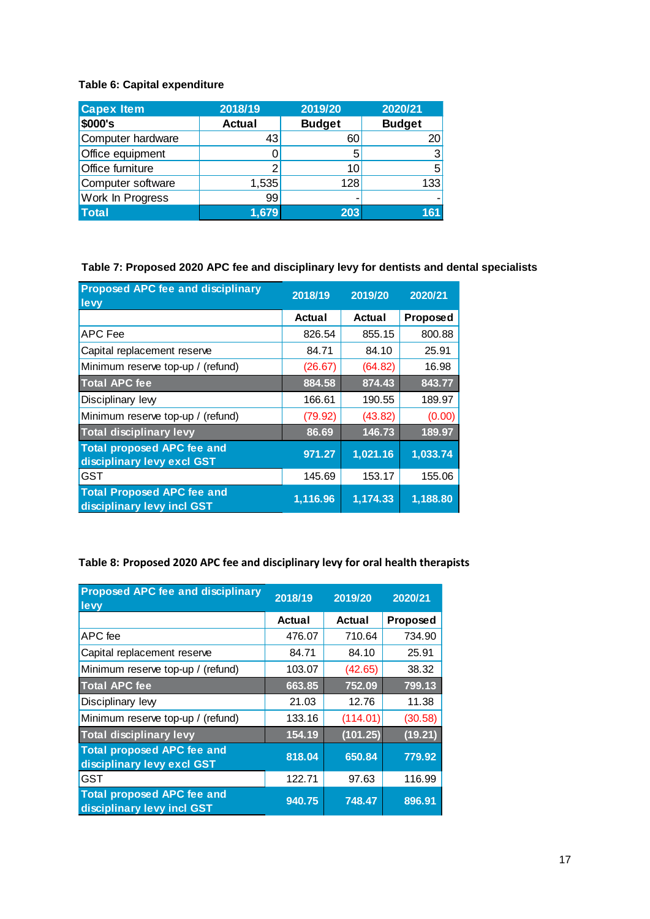**Table 6: Capital expenditure**

| Capex Item | 2018/19 | 2019/20 | 2020/21 |
|---|---|---|---|
| $000's | Actual | Budget | Budget |
| Computer hardware | 43 | 60 | 20 |
| Office equipment | 0 | 5 | 3 |
| Office furniture | 2 | 10 | 5 |
| Computer software | 1,535 | 128 | 133 |
| Work In Progress | 99 | - | - |
| **Total** | **1,679** | **203** | **161** |

**Table 7: Proposed 2020 APC fee and disciplinary levy for dentists and dental specialists**

| Proposed APC fee and disciplinary levy | 2018/19 | 2019/20 | 2020/21 |
|---|---|---|---|
| | Actual | Actual | Proposed |
| APC Fee | 826.54 | 855.15 | 800.88 |
| Capital replacement reserve | 84.71 | 84.10 | 25.91 |
| Minimum reserve top-up / (refund) | (26.67) | (64.82) | 16.98 |
| **Total APC fee** | **884.58** | **874.43** | **843.77** |
| Disciplinary levy | 166.61 | 190.55 | 189.97 |
| Minimum reserve top-up / (refund) | (79.92) | (43.82) | (0.00) |
| **Total disciplinary levy** | **86.69** | **146.73** | **189.97** |
| **Total proposed APC fee and disciplinary levy excl GST** | **971.27** | **1,021.16** | **1,033.74** |
| GST | 145.69 | 153.17 | 155.06 |
| **Total Proposed APC fee and disciplinary levy incl GST** | **1,116.96** | **1,174.33** | **1,188.80** |

**Table 8: Proposed 2020 APC fee and disciplinary levy for oral health therapists**

| Proposed APC fee and disciplinary levy | 2018/19 | 2019/20 | 2020/21 |
|---|---|---|---|
| | Actual | Actual | Proposed |
| APC fee | 476.07 | 710.64 | 734.90 |
| Capital replacement reserve | 84.71 | 84.10 | 25.91 |
| Minimum reserve top-up / (refund) | 103.07 | (42.65) | 38.32 |
| **Total APC fee** | **663.85** | **752.09** | **799.13** |
| Disciplinary levy | 21.03 | 12.76 | 11.38 |
| Minimum reserve top-up / (refund) | 133.16 | (114.01) | (30.58) |
| **Total disciplinary levy** | **154.19** | **(101.25)** | **(19.21)** |
| **Total proposed APC fee and disciplinary levy excl GST** | **818.04** | **650.84** | **779.92** |
| GST | 122.71 | 97.63 | 116.99 |
| **Total proposed APC fee and disciplinary levy incl GST** | **940.75** | **748.47** | **896.91** |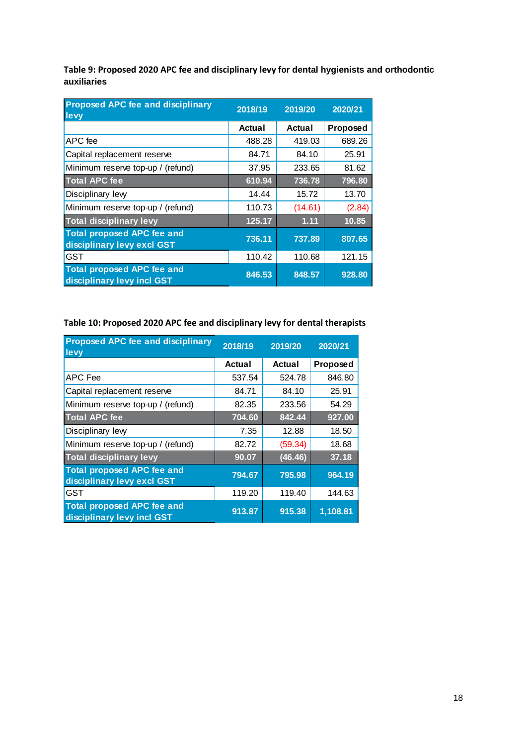**Table 9: Proposed 2020 APC fee and disciplinary levy for dental hygienists and orthodontic auxiliaries**

| Proposed APC fee and disciplinary levy | 2018/19 | 2019/20 | 2020/21 |
|---|---|---|---|
| | Actual | Actual | Proposed |
| APC fee | 488.28 | 419.03 | 689.26 |
| Capital replacement reserve | 84.71 | 84.10 | 25.91 |
| Minimum reserve top-up / (refund) | 37.95 | 233.65 | 81.62 |
| **Total APC fee** | **610.94** | **736.78** | **796.80** |
| Disciplinary levy | 14.44 | 15.72 | 13.70 |
| Minimum reserve top-up / (refund) | 110.73 | (14.61) | (2.84) |
| **Total disciplinary levy** | **125.17** | **1.11** | **10.85** |
| **Total proposed APC fee and disciplinary levy excl GST** | **736.11** | **737.89** | **807.65** |
| GST | 110.42 | 110.68 | 121.15 |
| **Total proposed APC fee and disciplinary levy incl GST** | **846.53** | **848.57** | **928.80** |

**Table 10: Proposed 2020 APC fee and disciplinary levy for dental therapists**

| Proposed APC fee and disciplinary levy | 2018/19 | 2019/20 | 2020/21 |
|---|---|---|---|
| | Actual | Actual | Proposed |
| APC Fee | 537.54 | 524.78 | 846.80 |
| Capital replacement reserve | 84.71 | 84.10 | 25.91 |
| Minimum reserve top-up / (refund) | 82.35 | 233.56 | 54.29 |
| **Total APC fee** | **704.60** | **842.44** | **927.00** |
| Disciplinary levy | 7.35 | 12.88 | 18.50 |
| Minimum reserve top-up / (refund) | 82.72 | (59.34) | 18.68 |
| **Total disciplinary levy** | **90.07** | **(46.46)** | **37.18** |
| **Total proposed APC fee and disciplinary levy excl GST** | **794.67** | **795.98** | **964.19** |
| GST | 119.20 | 119.40 | 144.63 |
| **Total proposed APC fee and disciplinary levy incl GST** | **913.87** | **915.38** | **1,108.81** |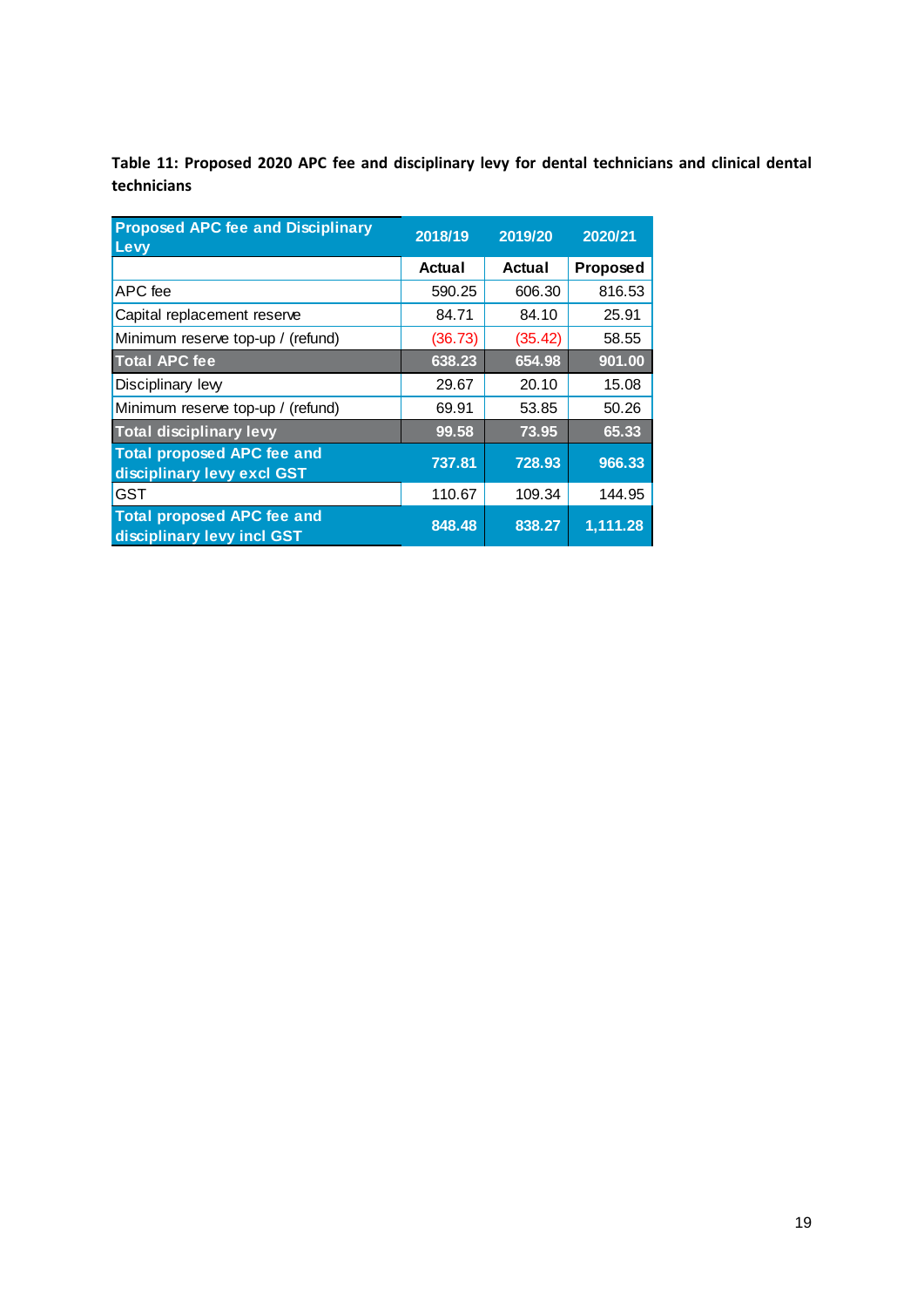**Table 11: Proposed 2020 APC fee and disciplinary levy for dental technicians and clinical dental technicians**

| Proposed APC fee and Disciplinary Levy | 2018/19 | 2019/20 | 2020/21 |
|---|---|---|---|
| | **Actual** | **Actual** | **Proposed** |
| APC fee | 590.25 | 606.30 | 816.53 |
| Capital replacement reserve | 84.71 | 84.10 | 25.91 |
| Minimum reserve top-up / (refund) | (36.73) | (35.42) | 58.55 |
| **Total APC fee** | **638.23** | **654.98** | **901.00** |
| Disciplinary levy | 29.67 | 20.10 | 15.08 |
| Minimum reserve top-up / (refund) | 69.91 | 53.85 | 50.26 |
| **Total disciplinary levy** | **99.58** | **73.95** | **65.33** |
| **Total proposed APC fee and disciplinary levy excl GST** | **737.81** | **728.93** | **966.33** |
| GST | 110.67 | 109.34 | 144.95 |
| **Total proposed APC fee and disciplinary levy incl GST** | **848.48** | **838.27** | **1,111.28** |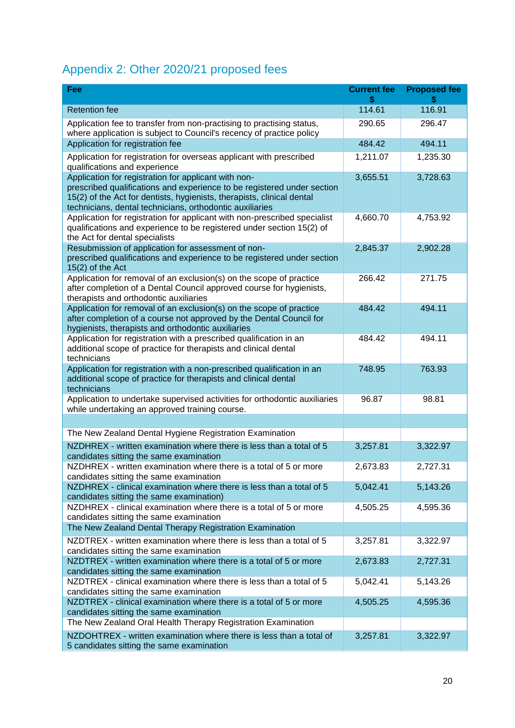## Appendix 2: Other 2020/21 proposed fees

| Fee | Current fee $ | Proposed fee $ |
|---|---|---|
| Retention fee | 114.61 | 116.91 |
| Application fee to transfer from non-practising to practising status, where application is subject to Council's recency of practice policy | 290.65 | 296.47 |
| Application for registration fee | 484.42 | 494.11 |
| Application for registration for overseas applicant with prescribed qualifications and experience | 1,211.07 | 1,235.30 |
| Application for registration for applicant with non-prescribed qualifications and experience to be registered under section 15(2) of the Act for dentists, hygienists, therapists, clinical dental technicians, dental technicians, orthodontic auxiliaries | 3,655.51 | 3,728.63 |
| Application for registration for applicant with non-prescribed specialist qualifications and experience to be registered under section 15(2) of the Act for dental specialists | 4,660.70 | 4,753.92 |
| Resubmission of application for assessment of non-prescribed qualifications and experience to be registered under section 15(2) of the Act | 2,845.37 | 2,902.28 |
| Application for removal of an exclusion(s) on the scope of practice after completion of a Dental Council approved course for hygienists, therapists and orthodontic auxiliaries | 266.42 | 271.75 |
| Application for removal of an exclusion(s) on the scope of practice after completion of a course not approved by the Dental Council for hygienists, therapists and orthodontic auxiliaries | 484.42 | 494.11 |
| Application for registration with a prescribed qualification in an additional scope of practice for therapists and clinical dental technicians | 484.42 | 494.11 |
| Application for registration with a non-prescribed qualification in an additional scope of practice for therapists and clinical dental technicians | 748.95 | 763.93 |
| Application to undertake supervised activities for orthodontic auxiliaries while undertaking an approved training course. | 96.87 | 98.81 |
| | | |
| The New Zealand Dental Hygiene Registration Examination | | |
| NZDHREX - written examination where there is less than a total of 5 candidates sitting the same examination | 3,257.81 | 3,322.97 |
| NZDHREX - written examination where there is a total of 5 or more candidates sitting the same examination | 2,673.83 | 2,727.31 |
| NZDHREX - clinical examination where there is less than a total of 5 candidates sitting the same examination) | 5,042.41 | 5,143.26 |
| NZDHREX - clinical examination where there is a total of 5 or more candidates sitting the same examination | 4,505.25 | 4,595.36 |
| The New Zealand Dental Therapy Registration Examination | | |
| NZDTREX - written examination where there is less than a total of 5 candidates sitting the same examination | 3,257.81 | 3,322.97 |
| NZDTREX - written examination where there is a total of 5 or more candidates sitting the same examination | 2,673.83 | 2,727.31 |
| NZDTREX - clinical examination where there is less than a total of 5 candidates sitting the same examination | 5,042.41 | 5,143.26 |
| NZDTREX - clinical examination where there is a total of 5 or more candidates sitting the same examination | 4,505.25 | 4,595.36 |
| The New Zealand Oral Health Therapy Registration Examination | | |
| NZDOHTREX - written examination where there is less than a total of 5 candidates sitting the same examination | 3,257.81 | 3,322.97 |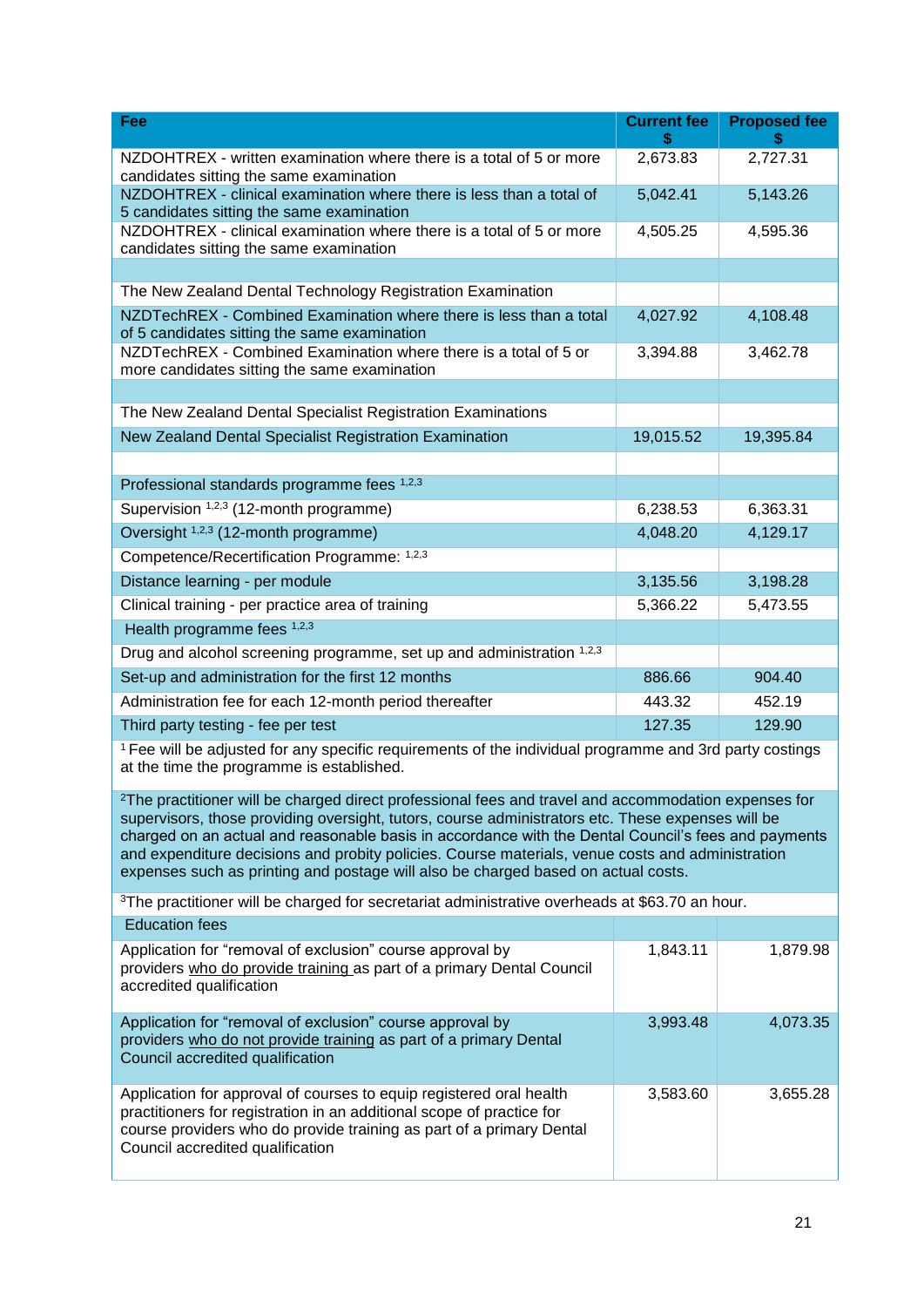| Fee | Current fee $ | Proposed fee $ |
|---|---|---|
| NZDOHTREX - written examination where there is a total of 5 or more candidates sitting the same examination | 2,673.83 | 2,727.31 |
| NZDOHTREX - clinical examination where there is less than a total of 5 candidates sitting the same examination | 5,042.41 | 5,143.26 |
| NZDOHTREX - clinical examination where there is a total of 5 or more candidates sitting the same examination | 4,505.25 | 4,595.36 |
| | | |
| The New Zealand Dental Technology Registration Examination | | |
| NZDTechREX - Combined Examination where there is less than a total of 5 candidates sitting the same examination | 4,027.92 | 4,108.48 |
| NZDTechREX - Combined Examination where there is a total of 5 or more candidates sitting the same examination | 3,394.88 | 3,462.78 |
| | | |
| The New Zealand Dental Specialist Registration Examinations | | |
| New Zealand Dental Specialist Registration Examination | 19,015.52 | 19,395.84 |
| | | |
| Professional standards programme fees [1,2,3] | | |
| Supervision [1,2,3] (12-month programme) | 6,238.53 | 6,363.31 |
| Oversight [1,2,3] (12-month programme) | 4,048.20 | 4,129.17 |
| Competence/Recertification Programme: [1,2,3] | | |
| Distance learning - per module | 3,135.56 | 3,198.28 |
| Clinical training - per practice area of training | 5,366.22 | 5,473.55 |
| Health programme fees [1,2,3] | | |
| Drug and alcohol screening programme, set up and administration [1,2,3] | | |
| Set-up and administration for the first 12 months | 886.66 | 904.40 |
| Administration fee for each 12-month period thereafter | 443.32 | 452.19 |
| Third party testing - fee per test | 127.35 | 129.90 |
| [1] Fee will be adjusted for any specific requirements of the individual programme and 3rd party costings at the time the programme is established. | | |
| [2] The practitioner will be charged direct professional fees and travel and accommodation expenses for supervisors, those providing oversight, tutors, course administrators etc. These expenses will be charged on an actual and reasonable basis in accordance with the Dental Council's fees and payments and expenditure decisions and probity policies. Course materials, venue costs and administration expenses such as printing and postage will also be charged based on actual costs. | | |
| [3] The practitioner will be charged for secretariat administrative overheads at $63.70 an hour. | | |
| Education fees | | |
| Application for "removal of exclusion" course approval by providers who do provide training as part of a primary Dental Council accredited qualification | 1,843.11 | 1,879.98 |
| Application for "removal of exclusion" course approval by providers who do not provide training as part of a primary Dental Council accredited qualification | 3,993.48 | 4,073.35 |
| Application for approval of courses to equip registered oral health practitioners for registration in an additional scope of practice for course providers who do provide training as part of a primary Dental Council accredited qualification | 3,583.60 | 3,655.28 |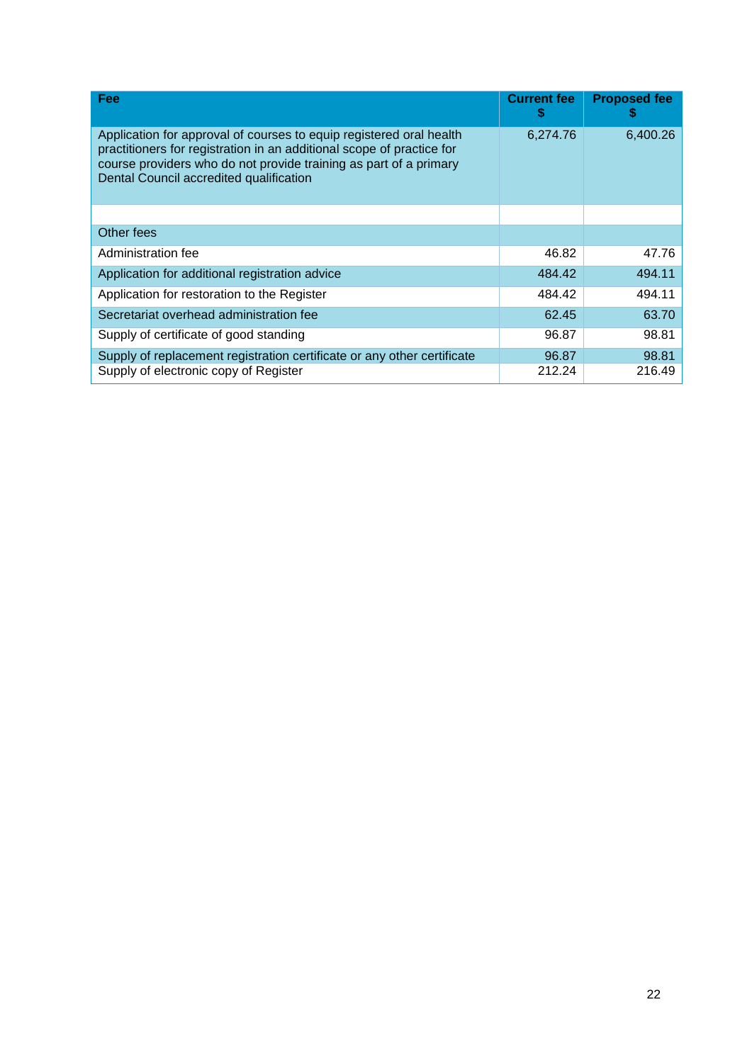| Fee | Current fee $ | Proposed fee $ |
|---|---|---|
| Application for approval of courses to equip registered oral health practitioners for registration in an additional scope of practice for course providers who do not provide training as part of a primary Dental Council accredited qualification | 6,274.76 | 6,400.26 |
| | | |
| Other fees | | |
| Administration fee | 46.82 | 47.76 |
| Application for additional registration advice | 484.42 | 494.11 |
| Application for restoration to the Register | 484.42 | 494.11 |
| Secretariat overhead administration fee | 62.45 | 63.70 |
| Supply of certificate of good standing | 96.87 | 98.81 |
| Supply of replacement registration certificate or any other certificate | 96.87 | 98.81 |
| Supply of electronic copy of Register | 212.24 | 216.49 |